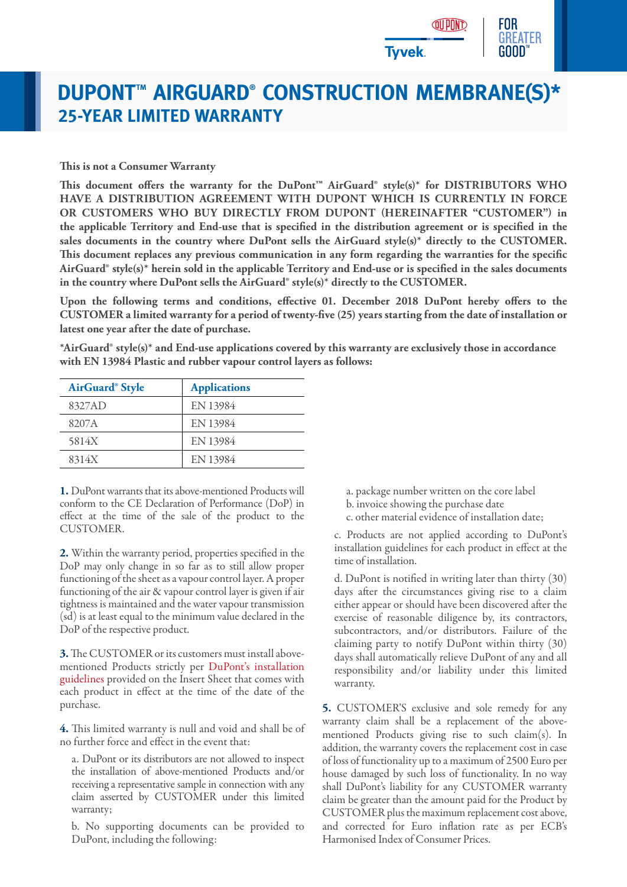# DUPONT™ AIRGUARD® CONSTRUCTION MEMBRANE(S)*

## 25-YEAR LIMITED WARRANTY

**This is not a Consumer Warranty**

**This document offers the warranty for the DuPont™ AirGuard® style(s)* for DISTRIBUTORS WHO HAVE A DISTRIBUTION AGREEMENT WITH DUPONT WHICH IS CURRENTLY IN FORCE OR CUSTOMERS WHO BUY DIRECTLY FROM DUPONT (HEREINAFTER "CUSTOMER") in the applicable Territory and End-use that is specified in the distribution agreement or is specified in the sales documents in the country where DuPont sells the AirGuard style(s)* directly to the CUSTOMER. This document replaces any previous communication in any form regarding the warranties for the specific AirGuard® style(s)* herein sold in the applicable Territory and End-use or is specified in the sales documents in the country where DuPont sells the AirGuard® style(s)* directly to the CUSTOMER.**

**Upon the following terms and conditions, effective 01. December 2018 DuPont hereby offers to the CUSTOMER a limited warranty for a period of twenty-five (25) years starting from the date of installation or latest one year after the date of purchase.**

**\*AirGuard® style(s)* and End-use applications covered by this warranty are exclusively those in accordance with EN 13984 Plastic and rubber vapour control layers as follows:**

| AirGuard® Style | Applications |
|---|---|
| 8327AD | EN 13984 |
| 8207A | EN 13984 |
| 5814X | EN 13984 |
| 8314X | EN 13984 |

**1.** DuPont warrants that its above-mentioned Products will conform to the CE Declaration of Performance (DoP) in effect at the time of the sale of the product to the CUSTOMER.

**2.** Within the warranty period, properties specified in the DoP may only change in so far as to still allow proper functioning of the sheet as a vapour control layer. A proper functioning of the air & vapour control layer is given if air tightness is maintained and the water vapour transmission (sd) is at least equal to the minimum value declared in the DoP of the respective product.

**3.** The CUSTOMER or its customers must install above-mentioned Products strictly per DuPont's installation guidelines provided on the Insert Sheet that comes with each product in effect at the time of the date of the purchase.

**4.** This limited warranty is null and void and shall be of no further force and effect in the event that:

a. DuPont or its distributors are not allowed to inspect the installation of above-mentioned Products and/or receiving a representative sample in connection with any claim asserted by CUSTOMER under this limited warranty;

b. No supporting documents can be provided to DuPont, including the following:

a. package number written on the core label
b. invoice showing the purchase date
c. other material evidence of installation date;

c. Products are not applied according to DuPont's installation guidelines for each product in effect at the time of installation.

d. DuPont is notified in writing later than thirty (30) days after the circumstances giving rise to a claim either appear or should have been discovered after the exercise of reasonable diligence by, its contractors, subcontractors, and/or distributors. Failure of the claiming party to notify DuPont within thirty (30) days shall automatically relieve DuPont of any and all responsibility and/or liability under this limited warranty.

**5.** CUSTOMER'S exclusive and sole remedy for any warranty claim shall be a replacement of the above-mentioned Products giving rise to such claim(s). In addition, the warranty covers the replacement cost in case of loss of functionality up to a maximum of 2500 Euro per house damaged by such loss of functionality. In no way shall DuPont's liability for any CUSTOMER warranty claim be greater than the amount paid for the Product by CUSTOMER plus the maximum replacement cost above, and corrected for Euro inflation rate as per ECB's Harmonised Index of Consumer Prices.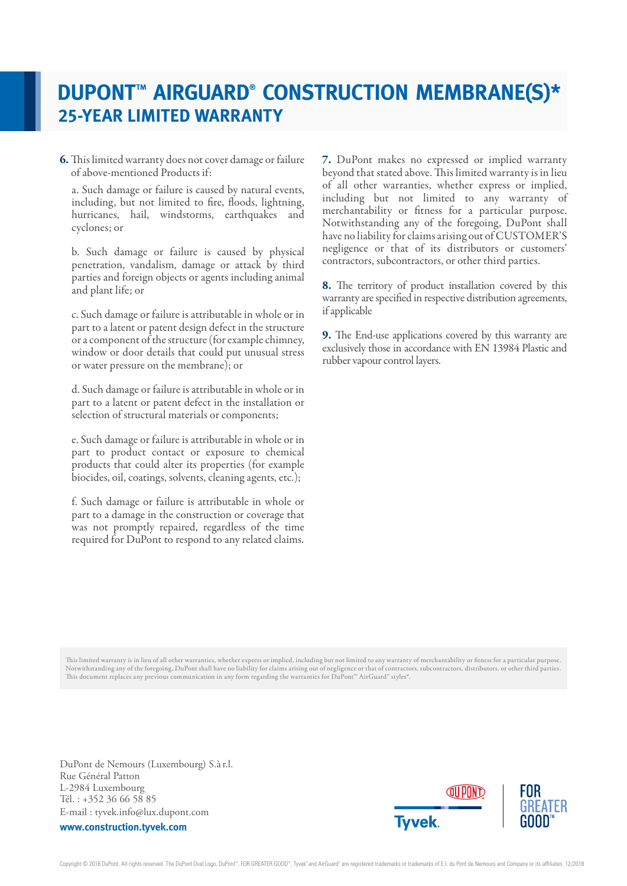# DUPONT™ AIRGUARD® CONSTRUCTION MEMBRANE(S)*

## 25-YEAR LIMITED WARRANTY

**6.** This limited warranty does not cover damage or failure of above-mentioned Products if:

a. Such damage or failure is caused by natural events, including, but not limited to fire, floods, lightning, hurricanes, hail, windstorms, earthquakes and cyclones; or

b. Such damage or failure is caused by physical penetration, vandalism, damage or attack by third parties and foreign objects or agents including animal and plant life; or

c. Such damage or failure is attributable in whole or in part to a latent or patent design defect in the structure or a component of the structure (for example chimney, window or door details that could put unusual stress or water pressure on the membrane); or

d. Such damage or failure is attributable in whole or in part to a latent or patent defect in the installation or selection of structural materials or components;

e. Such damage or failure is attributable in whole or in part to product contact or exposure to chemical products that could alter its properties (for example biocides, oil, coatings, solvents, cleaning agents, etc.);

f. Such damage or failure is attributable in whole or part to a damage in the construction or coverage that was not promptly repaired, regardless of the time required for DuPont to respond to any related claims.

**7.** DuPont makes no expressed or implied warranty beyond that stated above. This limited warranty is in lieu of all other warranties, whether express or implied, including but not limited to any warranty of merchantability or fitness for a particular purpose. Notwithstanding any of the foregoing, DuPont shall have no liability for claims arising out of CUSTOMER'S negligence or that of its distributors or customers' contractors, subcontractors, or other third parties.

**8.** The territory of product installation covered by this warranty are specified in respective distribution agreements, if applicable

**9.** The End-use applications covered by this warranty are exclusively those in accordance with EN 13984 Plastic and rubber vapour control layers.

This limited warranty is in lieu of all other warranties, whether express or implied, including but not limited to any warranty of merchantability or fitness for a particular purpose. Notwithstanding any of the foregoing, DuPont shall have no liability for claims arising out of negligence or that of contractors, subcontractors, distributors, or other third parties. This document replaces any previous communication in any form regarding the warranties for DuPont™ AirGuard® styles*.

DuPont de Nemours (Luxembourg) S.à r.l.
Rue Général Patton
L-2984 Luxembourg
Tél. : +352 36 66 58 85
E-mail : tyvek.info@lux.dupont.com
**www.construction.tyvek.com**

Tyvek.

FOR GREATER GOOD™

Copyright © 2018 DuPont. All rights reserved. The DuPont Oval Logo, DuPont™, FOR GREATER GOOD™, Tyvek® and AirGuard® are registered trademarks or trademarks of E.I. du Pont de Nemours and Company or its affiliates. 12/2018